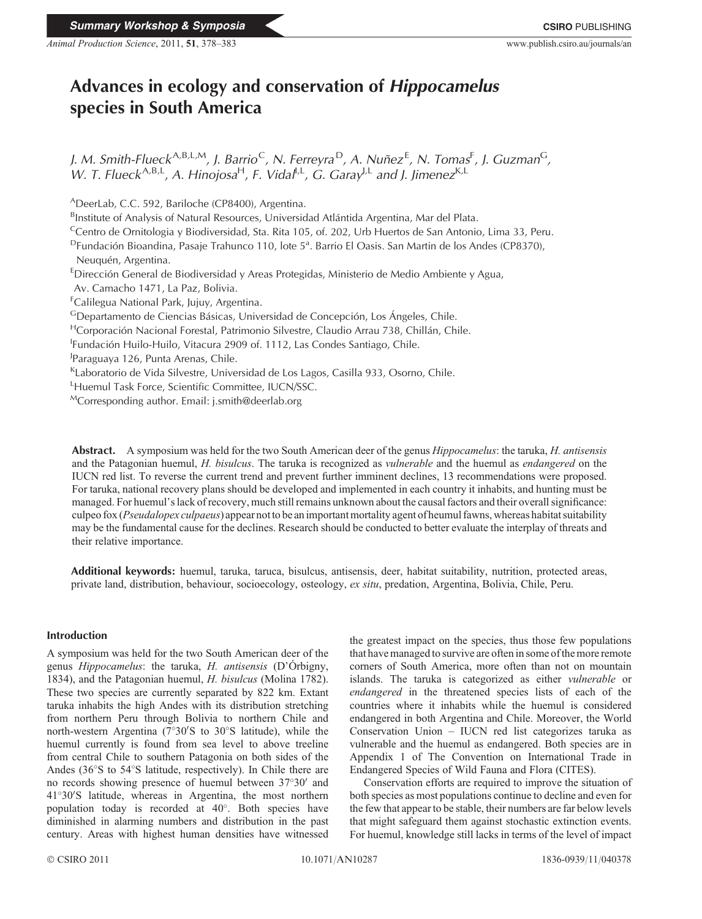Summary Workshop & Symposia

# Advances in ecology and conservation of *Hippocamelus* species in South America

*J. M. Smith-Flueck*[A,B,L,M], *J. Barrio*[C], *N. Ferreyra*[D], *A. Nuñez*[E], *N. Tomas*[F], *J. Guzman*[G], *W. T. Flueck*[A,B,L], *A. Hinojosa*[H], *F. Vidal*[I,L], *G. Garay*[J,L] and *J. Jimenez*[K,L]

[A]DeerLab, C.C. 592, Bariloche (CP8400), Argentina.
[B]Institute of Analysis of Natural Resources, Universidad Atlántida Argentina, Mar del Plata.
[C]Centro de Ornitologia y Biodiversidad, Sta. Rita 105, of. 202, Urb Huertos de San Antonio, Lima 33, Peru.
[D]Fundación Bioandina, Pasaje Trahunco 110, lote 5ª. Barrio El Oasis. San Martin de los Andes (CP8370), Neuquén, Argentina.
[E]Dirección General de Biodiversidad y Areas Protegidas, Ministerio de Medio Ambiente y Agua, Av. Camacho 1471, La Paz, Bolivia.
[F]Calilegua National Park, Jujuy, Argentina.
[G]Departamento de Ciencias Básicas, Universidad de Concepción, Los Ángeles, Chile.
[H]Corporación Nacional Forestal, Patrimonio Silvestre, Claudio Arrau 738, Chillán, Chile.
[I]Fundación Huilo-Huilo, Vitacura 2909 of. 1112, Las Condes Santiago, Chile.
[J]Paraguaya 126, Punta Arenas, Chile.
[K]Laboratorio de Vida Silvestre, Universidad de Los Lagos, Casilla 933, Osorno, Chile.
[L]Huemul Task Force, Scientific Committee, IUCN/SSC.
[M]Corresponding author. Email: j.smith@deerlab.org

**Abstract.** A symposium was held for the two South American deer of the genus *Hippocamelus*: the taruka, *H. antisensis* and the Patagonian huemul, *H. bisulcus*. The taruka is recognized as *vulnerable* and the huemul as *endangered* on the IUCN red list. To reverse the current trend and prevent further imminent declines, 13 recommendations were proposed. For taruka, national recovery plans should be developed and implemented in each country it inhabits, and hunting must be managed. For huemul's lack of recovery, much still remains unknown about the causal factors and their overall significance: culpeo fox (*Pseudalopex culpaeus*) appear not to be an important mortality agent of heumul fawns, whereas habitat suitability may be the fundamental cause for the declines. Research should be conducted to better evaluate the interplay of threats and their relative importance.

**Additional keywords:** huemul, taruka, taruca, bisulcus, antisensis, deer, habitat suitability, nutrition, protected areas, private land, distribution, behaviour, socioecology, osteology, *ex situ*, predation, Argentina, Bolivia, Chile, Peru.

## Introduction

A symposium was held for the two South American deer of the genus *Hippocamelus*: the taruka, *H. antisensis* (D'Órbigny, 1834), and the Patagonian huemul, *H. bisulcus* (Molina 1782). These two species are currently separated by 822 km. Extant taruka inhabits the high Andes with its distribution stretching from northern Peru through Bolivia to northern Chile and north-western Argentina (7°30′S to 30°S latitude), while the huemul currently is found from sea level to above treeline from central Chile to southern Patagonia on both sides of the Andes (36°S to 54°S latitude, respectively). In Chile there are no records showing presence of huemul between 37°30′ and 41°30′S latitude, whereas in Argentina, the most northern population today is recorded at 40°. Both species have diminished in alarming numbers and distribution in the past century. Areas with highest human densities have witnessed the greatest impact on the species, thus those few populations that have managed to survive are often in some of the more remote corners of South America, more often than not on mountain islands. The taruka is categorized as either *vulnerable* or *endangered* in the threatened species lists of each of the countries where it inhabits while the huemul is considered endangered in both Argentina and Chile. Moreover, the World Conservation Union – IUCN red list categorizes taruka as vulnerable and the huemul as endangered. Both species are in Appendix 1 of The Convention on International Trade in Endangered Species of Wild Fauna and Flora (CITES).

Conservation efforts are required to improve the situation of both species as most populations continue to decline and even for the few that appear to be stable, their numbers are far below levels that might safeguard them against stochastic extinction events. For huemul, knowledge still lacks in terms of the level of impact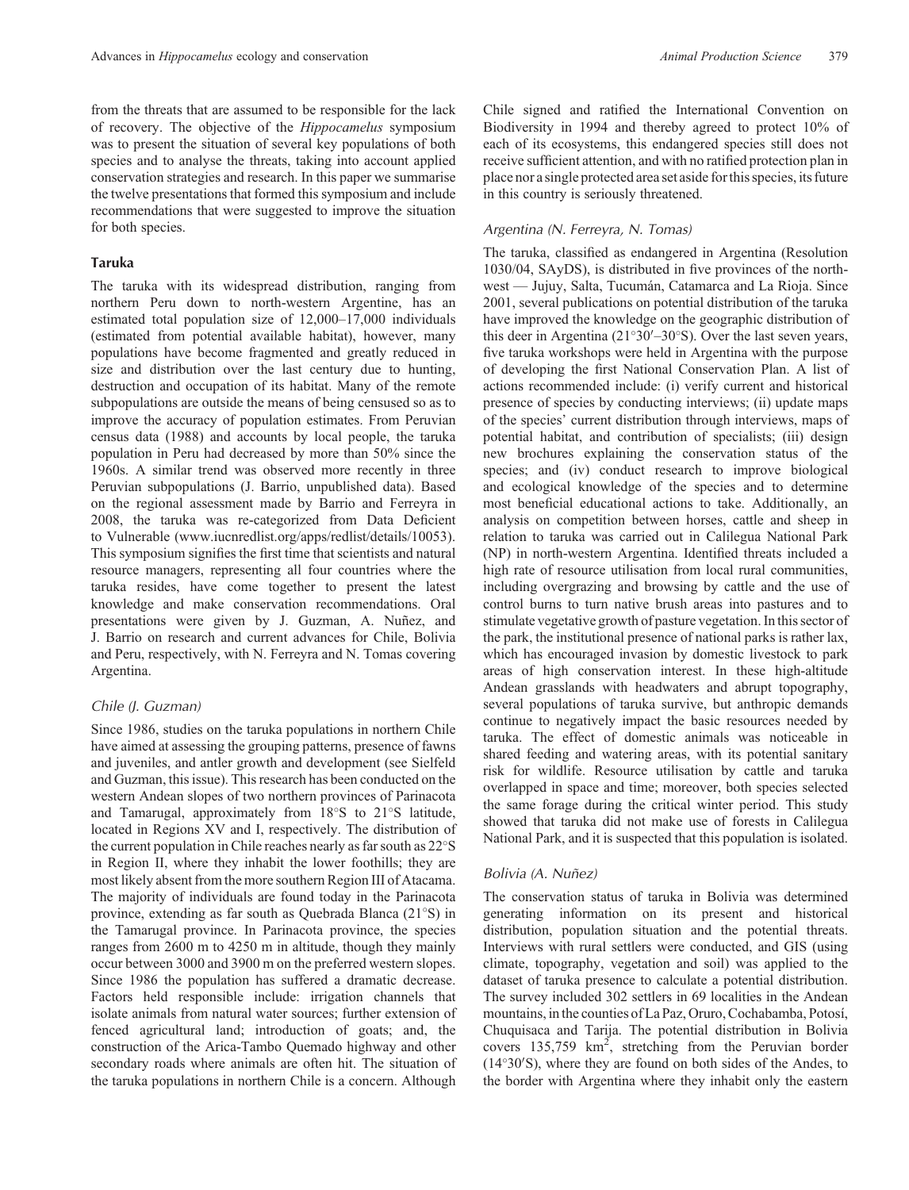from the threats that are assumed to be responsible for the lack of recovery. The objective of the *Hippocamelus* symposium was to present the situation of several key populations of both species and to analyse the threats, taking into account applied conservation strategies and research. In this paper we summarise the twelve presentations that formed this symposium and include recommendations that were suggested to improve the situation for both species.

## Taruka

The taruka with its widespread distribution, ranging from northern Peru down to north-western Argentine, has an estimated total population size of 12,000–17,000 individuals (estimated from potential available habitat), however, many populations have become fragmented and greatly reduced in size and distribution over the last century due to hunting, destruction and occupation of its habitat. Many of the remote subpopulations are outside the means of being censused so as to improve the accuracy of population estimates. From Peruvian census data (1988) and accounts by local people, the taruka population in Peru had decreased by more than 50% since the 1960s. A similar trend was observed more recently in three Peruvian subpopulations (J. Barrio, unpublished data). Based on the regional assessment made by Barrio and Ferreyra in 2008, the taruka was re-categorized from Data Deficient to Vulnerable (www.iucnredlist.org/apps/redlist/details/10053). This symposium signifies the first time that scientists and natural resource managers, representing all four countries where the taruka resides, have come together to present the latest knowledge and make conservation recommendations. Oral presentations were given by J. Guzman, A. Nuñez, and J. Barrio on research and current advances for Chile, Bolivia and Peru, respectively, with N. Ferreyra and N. Tomas covering Argentina.

### *Chile (J. Guzman)*

Since 1986, studies on the taruka populations in northern Chile have aimed at assessing the grouping patterns, presence of fawns and juveniles, and antler growth and development (see Sielfeld and Guzman, this issue). This research has been conducted on the western Andean slopes of two northern provinces of Parinacota and Tamarugal, approximately from 18°S to 21°S latitude, located in Regions XV and I, respectively. The distribution of the current population in Chile reaches nearly as far south as 22°S in Region II, where they inhabit the lower foothills; they are most likely absent from the more southern Region III of Atacama. The majority of individuals are found today in the Parinacota province, extending as far south as Quebrada Blanca (21°S) in the Tamarugal province. In Parinacota province, the species ranges from 2600 m to 4250 m in altitude, though they mainly occur between 3000 and 3900 m on the preferred western slopes. Since 1986 the population has suffered a dramatic decrease. Factors held responsible include: irrigation channels that isolate animals from natural water sources; further extension of fenced agricultural land; introduction of goats; and, the construction of the Arica-Tambo Quemado highway and other secondary roads where animals are often hit. The situation of the taruka populations in northern Chile is a concern. Although Chile signed and ratified the International Convention on Biodiversity in 1994 and thereby agreed to protect 10% of each of its ecosystems, this endangered species still does not receive sufficient attention, and with no ratified protection plan in place nor a single protected area set aside for this species, its future in this country is seriously threatened.

### *Argentina (N. Ferreyra, N. Tomas)*

The taruka, classified as endangered in Argentina (Resolution 1030/04, SAyDS), is distributed in five provinces of the north-west — Jujuy, Salta, Tucumán, Catamarca and La Rioja. Since 2001, several publications on potential distribution of the taruka have improved the knowledge on the geographic distribution of this deer in Argentina (21°30′–30°S). Over the last seven years, five taruka workshops were held in Argentina with the purpose of developing the first National Conservation Plan. A list of actions recommended include: (i) verify current and historical presence of species by conducting interviews; (ii) update maps of the species' current distribution through interviews, maps of potential habitat, and contribution of specialists; (iii) design new brochures explaining the conservation status of the species; and (iv) conduct research to improve biological and ecological knowledge of the species and to determine most beneficial educational actions to take. Additionally, an analysis on competition between horses, cattle and sheep in relation to taruka was carried out in Calilegua National Park (NP) in north-western Argentina. Identified threats included a high rate of resource utilisation from local rural communities, including overgrazing and browsing by cattle and the use of control burns to turn native brush areas into pastures and to stimulate vegetative growth of pasture vegetation. In this sector of the park, the institutional presence of national parks is rather lax, which has encouraged invasion by domestic livestock to park areas of high conservation interest. In these high-altitude Andean grasslands with headwaters and abrupt topography, several populations of taruka survive, but anthropic demands continue to negatively impact the basic resources needed by taruka. The effect of domestic animals was noticeable in shared feeding and watering areas, with its potential sanitary risk for wildlife. Resource utilisation by cattle and taruka overlapped in space and time; moreover, both species selected the same forage during the critical winter period. This study showed that taruka did not make use of forests in Calilegua National Park, and it is suspected that this population is isolated.

### *Bolivia (A. Nuñez)*

The conservation status of taruka in Bolivia was determined generating information on its present and historical distribution, population situation and the potential threats. Interviews with rural settlers were conducted, and GIS (using climate, topography, vegetation and soil) was applied to the dataset of taruka presence to calculate a potential distribution. The survey included 302 settlers in 69 localities in the Andean mountains, in the counties of La Paz, Oruro, Cochabamba, Potosí, Chuquisaca and Tarija. The potential distribution in Bolivia covers 135,759 km$^2$, stretching from the Peruvian border (14°30′S), where they are found on both sides of the Andes, to the border with Argentina where they inhabit only the eastern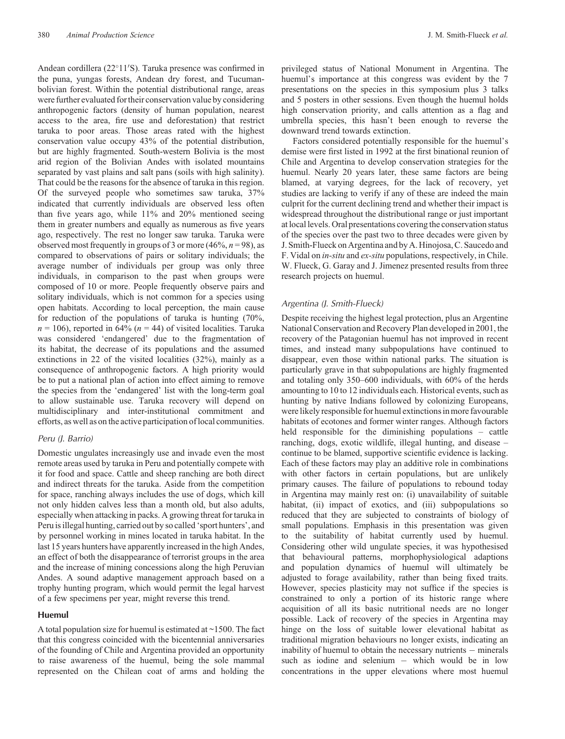Andean cordillera (22°11′S). Taruka presence was confirmed in the puna, yungas forests, Andean dry forest, and Tucuman-bolivian forest. Within the potential distributional range, areas were further evaluated for their conservation value by considering anthropogenic factors (density of human population, nearest access to the area, fire use and deforestation) that restrict taruka to poor areas. Those areas rated with the highest conservation value occupy 43% of the potential distribution, but are highly fragmented. South-western Bolivia is the most arid region of the Bolivian Andes with isolated mountains separated by vast plains and salt pans (soils with high salinity). That could be the reasons for the absence of taruka in this region. Of the surveyed people who sometimes saw taruka, 37% indicated that currently individuals are observed less often than five years ago, while 11% and 20% mentioned seeing them in greater numbers and equally as numerous as five years ago, respectively. The rest no longer saw taruka. Taruka were observed most frequently in groups of 3 or more (46%, $n = 98$), as compared to observations of pairs or solitary individuals; the average number of individuals per group was only three individuals, in comparison to the past when groups were composed of 10 or more. People frequently observe pairs and solitary individuals, which is not common for a species using open habitats. According to local perception, the main cause for reduction of the populations of taruka is hunting (70%, $n = 106$), reported in 64% ($n = 44$) of visited localities. Taruka was considered 'endangered' due to the fragmentation of its habitat, the decrease of its populations and the assumed extinctions in 22 of the visited localities (32%), mainly as a consequence of anthropogenic factors. A high priority would be to put a national plan of action into effect aiming to remove the species from the 'endangered' list with the long-term goal to allow sustainable use. Taruka recovery will depend on multidisciplinary and inter-institutional commitment and efforts, as well as on the active participation of local communities.

### *Peru (J. Barrio)*

Domestic ungulates increasingly use and invade even the most remote areas used by taruka in Peru and potentially compete with it for food and space. Cattle and sheep ranching are both direct and indirect threats for the taruka. Aside from the competition for space, ranching always includes the use of dogs, which kill not only hidden calves less than a month old, but also adults, especially when attacking in packs. A growing threat for taruka in Peru is illegal hunting, carried out by so called 'sport hunters', and by personnel working in mines located in taruka habitat. In the last 15 years hunters have apparently increased in the high Andes, an effect of both the disappearance of terrorist groups in the area and the increase of mining concessions along the high Peruvian Andes. A sound adaptive management approach based on a trophy hunting program, which would permit the legal harvest of a few specimens per year, might reverse this trend.

## Huemul

A total population size for huemul is estimated at ~1500. The fact that this congress coincided with the bicentennial anniversaries of the founding of Chile and Argentina provided an opportunity to raise awareness of the huemul, being the sole mammal represented on the Chilean coat of arms and holding the privileged status of National Monument in Argentina. The huemul's importance at this congress was evident by the 7 presentations on the species in this symposium plus 3 talks and 5 posters in other sessions. Even though the huemul holds high conservation priority, and calls attention as a flag and umbrella species, this hasn't been enough to reverse the downward trend towards extinction.

Factors considered potentially responsible for the huemul's demise were first listed in 1992 at the first binational reunion of Chile and Argentina to develop conservation strategies for the huemul. Nearly 20 years later, these same factors are being blamed, at varying degrees, for the lack of recovery, yet studies are lacking to verify if any of these are indeed the main culprit for the current declining trend and whether their impact is widespread throughout the distributional range or just important at local levels. Oral presentations covering the conservation status of the species over the past two to three decades were given by J. Smith-Flueck on Argentina and by A. Hinojosa, C. Saucedo and F. Vidal on *in-situ* and *ex-situ* populations, respectively, in Chile. W. Flueck, G. Garay and J. Jimenez presented results from three research projects on huemul.

### *Argentina (J. Smith-Flueck)*

Despite receiving the highest legal protection, plus an Argentine National Conservation and Recovery Plan developed in 2001, the recovery of the Patagonian huemul has not improved in recent times, and instead many subpopulations have continued to disappear, even those within national parks. The situation is particularly grave in that subpopulations are highly fragmented and totaling only 350–600 individuals, with 60% of the herds amounting to 10 to 12 individuals each. Historical events, such as hunting by native Indians followed by colonizing Europeans, were likely responsible for huemul extinctions in more favourable habitats of ecotones and former winter ranges. Although factors held responsible for the diminishing populations – cattle ranching, dogs, exotic wildlife, illegal hunting, and disease – continue to be blamed, supportive scientific evidence is lacking. Each of these factors may play an additive role in combinations with other factors in certain populations, but are unlikely primary causes. The failure of populations to rebound today in Argentina may mainly rest on: (i) unavailability of suitable habitat, (ii) impact of exotics, and (iii) subpopulations so reduced that they are subjected to constraints of biology of small populations. Emphasis in this presentation was given to the suitability of habitat currently used by huemul. Considering other wild ungulate species, it was hypothesised that behavioural patterns, morphophysiological adaptions and population dynamics of huemul will ultimately be adjusted to forage availability, rather than being fixed traits. However, species plasticity may not suffice if the species is constrained to only a portion of its historic range where acquisition of all its basic nutritional needs are no longer possible. Lack of recovery of the species in Argentina may hinge on the loss of suitable lower elevational habitat as traditional migration behaviours no longer exists, indicating an inability of huemul to obtain the necessary nutrients – minerals such as iodine and selenium – which would be in low concentrations in the upper elevations where most huemul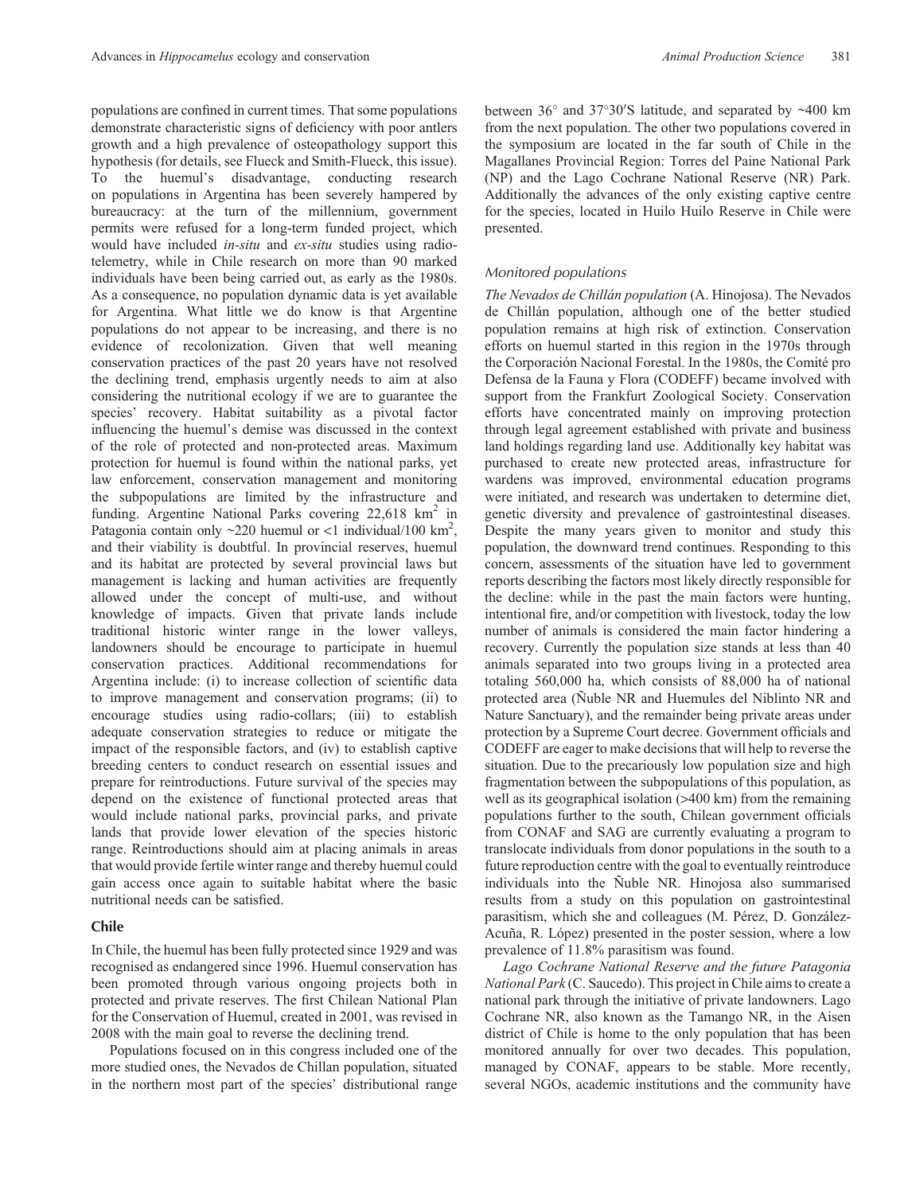populations are confined in current times. That some populations demonstrate characteristic signs of deficiency with poor antlers growth and a high prevalence of osteopathology support this hypothesis (for details, see Flueck and Smith-Flueck, this issue). To the huemul's disadvantage, conducting research on populations in Argentina has been severely hampered by bureaucracy: at the turn of the millennium, government permits were refused for a long-term funded project, which would have included *in-situ* and *ex-situ* studies using radio-telemetry, while in Chile research on more than 90 marked individuals have been being carried out, as early as the 1980s. As a consequence, no population dynamic data is yet available for Argentina. What little we do know is that Argentine populations do not appear to be increasing, and there is no evidence of recolonization. Given that well meaning conservation practices of the past 20 years have not resolved the declining trend, emphasis urgently needs to aim at also considering the nutritional ecology if we are to guarantee the species' recovery. Habitat suitability as a pivotal factor influencing the huemul's demise was discussed in the context of the role of protected and non-protected areas. Maximum protection for huemul is found within the national parks, yet law enforcement, conservation management and monitoring the subpopulations are limited by the infrastructure and funding. Argentine National Parks covering 22,618 km$^2$ in Patagonia contain only ~220 huemul or <1 individual/100 km$^2$, and their viability is doubtful. In provincial reserves, huemul and its habitat are protected by several provincial laws but management is lacking and human activities are frequently allowed under the concept of multi-use, and without knowledge of impacts. Given that private lands include traditional historic winter range in the lower valleys, landowners should be encourage to participate in huemul conservation practices. Additional recommendations for Argentina include: (i) to increase collection of scientific data to improve management and conservation programs; (ii) to encourage studies using radio-collars; (iii) to establish adequate conservation strategies to reduce or mitigate the impact of the responsible factors, and (iv) to establish captive breeding centers to conduct research on essential issues and prepare for reintroductions. Future survival of the species may depend on the existence of functional protected areas that would include national parks, provincial parks, and private lands that provide lower elevation of the species historic range. Reintroductions should aim at placing animals in areas that would provide fertile winter range and thereby huemul could gain access once again to suitable habitat where the basic nutritional needs can be satisfied.

## Chile

In Chile, the huemul has been fully protected since 1929 and was recognised as endangered since 1996. Huemul conservation has been promoted through various ongoing projects both in protected and private reserves. The first Chilean National Plan for the Conservation of Huemul, created in 2001, was revised in 2008 with the main goal to reverse the declining trend.

Populations focused on in this congress included one of the more studied ones, the Nevados de Chillan population, situated in the northern most part of the species' distributional range between 36° and 37°30′S latitude, and separated by ~400 km from the next population. The other two populations covered in the symposium are located in the far south of Chile in the Magallanes Provincial Region: Torres del Paine National Park (NP) and the Lago Cochrane National Reserve (NR) Park. Additionally the advances of the only existing captive centre for the species, located in Huilo Huilo Reserve in Chile were presented.

### Monitored populations

*The Nevados de Chillán population* (A. Hinojosa). The Nevados de Chillán population, although one of the better studied population remains at high risk of extinction. Conservation efforts on huemul started in this region in the 1970s through the Corporación Nacional Forestal. In the 1980s, the Comité pro Defensa de la Fauna y Flora (CODEFF) became involved with support from the Frankfurt Zoological Society. Conservation efforts have concentrated mainly on improving protection through legal agreement established with private and business land holdings regarding land use. Additionally key habitat was purchased to create new protected areas, infrastructure for wardens was improved, environmental education programs were initiated, and research was undertaken to determine diet, genetic diversity and prevalence of gastrointestinal diseases. Despite the many years given to monitor and study this population, the downward trend continues. Responding to this concern, assessments of the situation have led to government reports describing the factors most likely directly responsible for the decline: while in the past the main factors were hunting, intentional fire, and/or competition with livestock, today the low number of animals is considered the main factor hindering a recovery. Currently the population size stands at less than 40 animals separated into two groups living in a protected area totaling 560,000 ha, which consists of 88,000 ha of national protected area (Ñuble NR and Huemules del Niblinto NR and Nature Sanctuary), and the remainder being private areas under protection by a Supreme Court decree. Government officials and CODEFF are eager to make decisions that will help to reverse the situation. Due to the precariously low population size and high fragmentation between the subpopulations of this population, as well as its geographical isolation (>400 km) from the remaining populations further to the south, Chilean government officials from CONAF and SAG are currently evaluating a program to translocate individuals from donor populations in the south to a future reproduction centre with the goal to eventually reintroduce individuals into the Ñuble NR. Hinojosa also summarised results from a study on this population on gastrointestinal parasitism, which she and colleagues (M. Pérez, D. González-Acuña, R. López) presented in the poster session, where a low prevalence of 11.8% parasitism was found.

*Lago Cochrane National Reserve and the future Patagonia National Park* (C. Saucedo). This project in Chile aims to create a national park through the initiative of private landowners. Lago Cochrane NR, also known as the Tamango NR, in the Aisen district of Chile is home to the only population that has been monitored annually for over two decades. This population, managed by CONAF, appears to be stable. More recently, several NGOs, academic institutions and the community have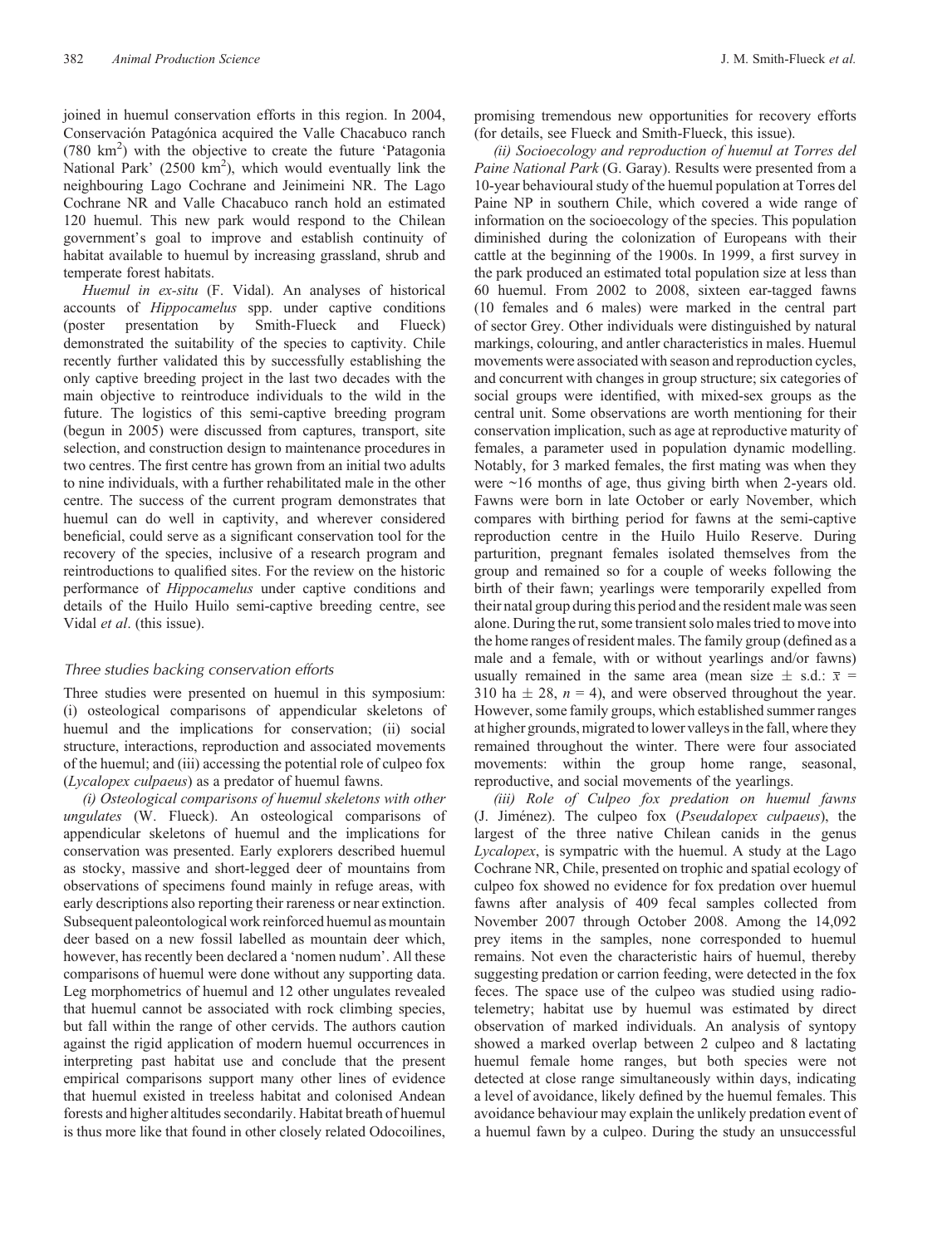joined in huemul conservation efforts in this region. In 2004, Conservación Patagónica acquired the Valle Chacabuco ranch (780 $km^2$) with the objective to create the future 'Patagonia National Park' (2500 $km^2$), which would eventually link the neighbouring Lago Cochrane and Jeinimeini NR. The Lago Cochrane NR and Valle Chacabuco ranch hold an estimated 120 huemul. This new park would respond to the Chilean government's goal to improve and establish continuity of habitat available to huemul by increasing grassland, shrub and temperate forest habitats.

*Huemul in ex-situ* (F. Vidal). An analyses of historical accounts of *Hippocamelus* spp. under captive conditions (poster presentation by Smith-Flueck and Flueck) demonstrated the suitability of the species to captivity. Chile recently further validated this by successfully establishing the only captive breeding project in the last two decades with the main objective to reintroduce individuals to the wild in the future. The logistics of this semi-captive breeding program (begun in 2005) were discussed from captures, transport, site selection, and construction design to maintenance procedures in two centres. The first centre has grown from an initial two adults to nine individuals, with a further rehabilitated male in the other centre. The success of the current program demonstrates that huemul can do well in captivity, and wherever considered beneficial, could serve as a significant conservation tool for the recovery of the species, inclusive of a research program and reintroductions to qualified sites. For the review on the historic performance of *Hippocamelus* under captive conditions and details of the Huilo Huilo semi-captive breeding centre, see Vidal *et al*. (this issue).

## Three studies backing conservation efforts

Three studies were presented on huemul in this symposium: (i) osteological comparisons of appendicular skeletons of huemul and the implications for conservation; (ii) social structure, interactions, reproduction and associated movements of the huemul; and (iii) accessing the potential role of culpeo fox (*Lycalopex culpaeus*) as a predator of huemul fawns.

*(i) Osteological comparisons of huemul skeletons with other ungulates* (W. Flueck). An osteological comparisons of appendicular skeletons of huemul and the implications for conservation was presented. Early explorers described huemul as stocky, massive and short-legged deer of mountains from observations of specimens found mainly in refuge areas, with early descriptions also reporting their rareness or near extinction. Subsequent paleontological work reinforced huemul as mountain deer based on a new fossil labelled as mountain deer which, however, has recently been declared a 'nomen nudum'. All these comparisons of huemul were done without any supporting data. Leg morphometrics of huemul and 12 other ungulates revealed that huemul cannot be associated with rock climbing species, but fall within the range of other cervids. The authors caution against the rigid application of modern huemul occurrences in interpreting past habitat use and conclude that the present empirical comparisons support many other lines of evidence that huemul existed in treeless habitat and colonised Andean forests and higher altitudes secondarily. Habitat breath of huemul is thus more like that found in other closely related Odocoilines, promising tremendous new opportunities for recovery efforts (for details, see Flueck and Smith-Flueck, this issue).

*(ii) Socioecology and reproduction of huemul at Torres del Paine National Park* (G. Garay). Results were presented from a 10-year behavioural study of the huemul population at Torres del Paine NP in southern Chile, which covered a wide range of information on the socioecology of the species. This population diminished during the colonization of Europeans with their cattle at the beginning of the 1900s. In 1999, a first survey in the park produced an estimated total population size at less than 60 huemul. From 2002 to 2008, sixteen ear-tagged fawns (10 females and 6 males) were marked in the central part of sector Grey. Other individuals were distinguished by natural markings, colouring, and antler characteristics in males. Huemul movements were associated with season and reproduction cycles, and concurrent with changes in group structure; six categories of social groups were identified, with mixed-sex groups as the central unit. Some observations are worth mentioning for their conservation implication, such as age at reproductive maturity of females, a parameter used in population dynamic modelling. Notably, for 3 marked females, the first mating was when they were ~16 months of age, thus giving birth when 2-years old. Fawns were born in late October or early November, which compares with birthing period for fawns at the semi-captive reproduction centre in the Huilo Huilo Reserve. During parturition, pregnant females isolated themselves from the group and remained so for a couple of weeks following the birth of their fawn; yearlings were temporarily expelled from their natal group during this period and the resident male was seen alone. During the rut, some transient solo males tried to move into the home ranges of resident males. The family group (defined as a male and a female, with or without yearlings and/or fawns) usually remained in the same area (mean size ± s.d.: $\bar{x}$ = 310 ha ± 28, $n = 4$), and were observed throughout the year. However, some family groups, which established summer ranges at higher grounds, migrated to lower valleys in the fall, where they remained throughout the winter. There were four associated movements: within the group home range, seasonal, reproductive, and social movements of the yearlings.

*(iii) Role of Culpeo fox predation on huemul fawns* (J. Jiménez). The culpeo fox (*Pseudalopex culpaeus*), the largest of the three native Chilean canids in the genus *Lycalopex*, is sympatric with the huemul. A study at the Lago Cochrane NR, Chile, presented on trophic and spatial ecology of culpeo fox showed no evidence for fox predation over huemul fawns after analysis of 409 fecal samples collected from November 2007 through October 2008. Among the 14,092 prey items in the samples, none corresponded to huemul remains. Not even the characteristic hairs of huemul, thereby suggesting predation or carrion feeding, were detected in the fox feces. The space use of the culpeo was studied using radio-telemetry; habitat use by huemul was estimated by direct observation of marked individuals. An analysis of syntopy showed a marked overlap between 2 culpeo and 8 lactating huemul female home ranges, but both species were not detected at close range simultaneously within days, indicating a level of avoidance, likely defined by the huemul females. This avoidance behaviour may explain the unlikely predation event of a huemul fawn by a culpeo. During the study an unsuccessful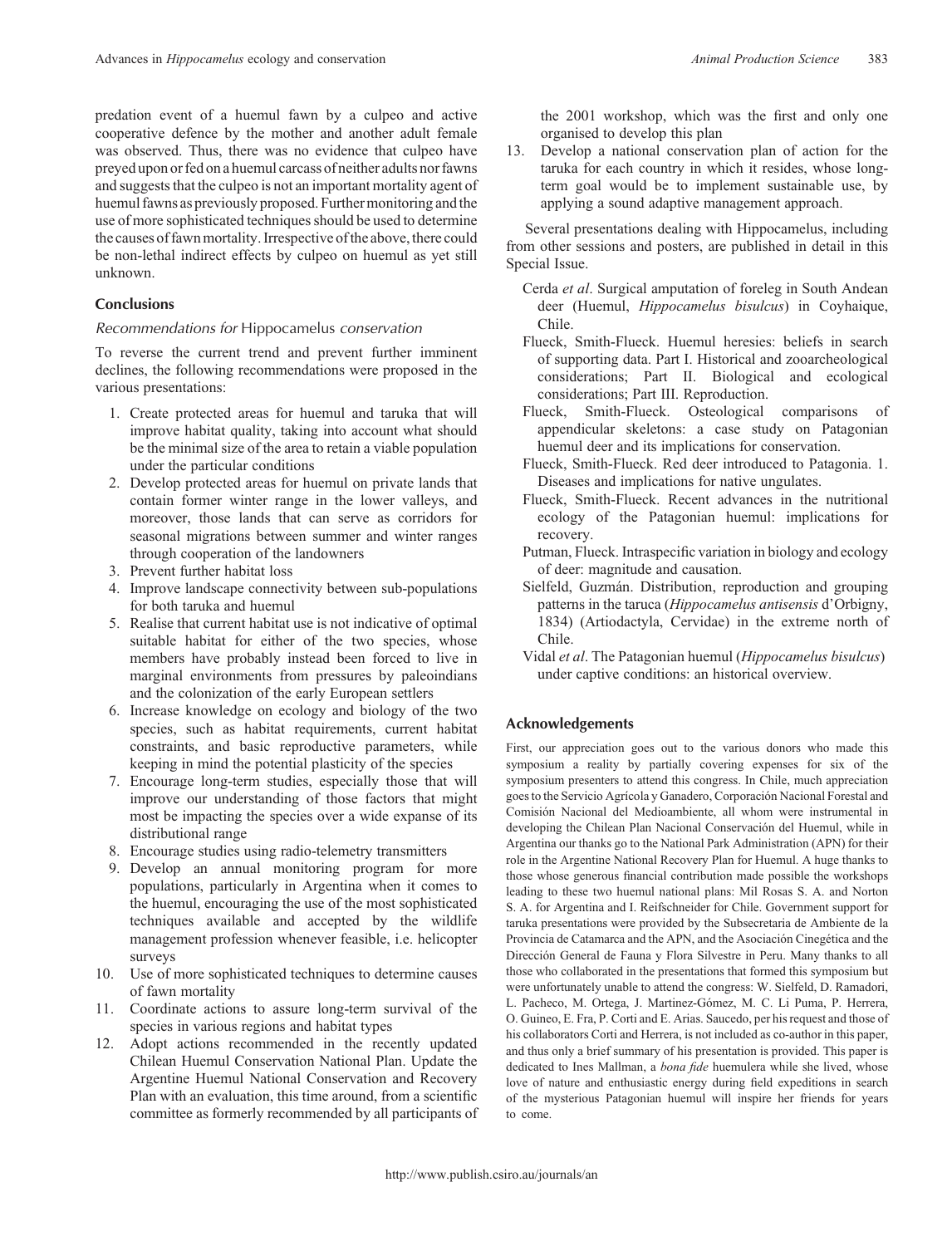predation event of a huemul fawn by a culpeo and active cooperative defence by the mother and another adult female was observed. Thus, there was no evidence that culpeo have preyed upon or fed on a huemul carcass of neither adults nor fawns and suggests that the culpeo is not an important mortality agent of huemul fawns as previously proposed. Further monitoring and the use of more sophisticated techniques should be used to determine the causes of fawn mortality. Irrespective of the above, there could be non-lethal indirect effects by culpeo on huemul as yet still unknown.

## Conclusions

### *Recommendations for* Hippocamelus *conservation*

To reverse the current trend and prevent further imminent declines, the following recommendations were proposed in the various presentations:

1. Create protected areas for huemul and taruka that will improve habitat quality, taking into account what should be the minimal size of the area to retain a viable population under the particular conditions
2. Develop protected areas for huemul on private lands that contain former winter range in the lower valleys, and moreover, those lands that can serve as corridors for seasonal migrations between summer and winter ranges through cooperation of the landowners
3. Prevent further habitat loss
4. Improve landscape connectivity between sub-populations for both taruka and huemul
5. Realise that current habitat use is not indicative of optimal suitable habitat for either of the two species, whose members have probably instead been forced to live in marginal environments from pressures by paleoindians and the colonization of the early European settlers
6. Increase knowledge on ecology and biology of the two species, such as habitat requirements, current habitat constraints, and basic reproductive parameters, while keeping in mind the potential plasticity of the species
7. Encourage long-term studies, especially those that will improve our understanding of those factors that might most be impacting the species over a wide expanse of its distributional range
8. Encourage studies using radio-telemetry transmitters
9. Develop an annual monitoring program for more populations, particularly in Argentina when it comes to the huemul, encouraging the use of the most sophisticated techniques available and accepted by the wildlife management profession whenever feasible, i.e. helicopter surveys
10. Use of more sophisticated techniques to determine causes of fawn mortality
11. Coordinate actions to assure long-term survival of the species in various regions and habitat types
12. Adopt actions recommended in the recently updated Chilean Huemul Conservation National Plan. Update the Argentine Huemul National Conservation and Recovery Plan with an evaluation, this time around, from a scientific committee as formerly recommended by all participants of the 2001 workshop, which was the first and only one organised to develop this plan
13. Develop a national conservation plan of action for the taruka for each country in which it resides, whose long-term goal would be to implement sustainable use, by applying a sound adaptive management approach.

Several presentations dealing with Hippocamelus, including from other sessions and posters, are published in detail in this Special Issue.

Cerda *et al*. Surgical amputation of foreleg in South Andean deer (Huemul, *Hippocamelus bisulcus*) in Coyhaique, Chile.

Flueck, Smith-Flueck. Huemul heresies: beliefs in search of supporting data. Part I. Historical and zooarcheological considerations; Part II. Biological and ecological considerations; Part III. Reproduction.

Flueck, Smith-Flueck. Osteological comparisons of appendicular skeletons: a case study on Patagonian huemul deer and its implications for conservation.

Flueck, Smith-Flueck. Red deer introduced to Patagonia. 1. Diseases and implications for native ungulates.

Flueck, Smith-Flueck. Recent advances in the nutritional ecology of the Patagonian huemul: implications for recovery.

Putman, Flueck. Intraspecific variation in biology and ecology of deer: magnitude and causation.

Sielfeld, Guzmán. Distribution, reproduction and grouping patterns in the taruca (*Hippocamelus antisensis* d'Orbigny, 1834) (Artiodactyla, Cervidae) in the extreme north of Chile.

Vidal *et al*. The Patagonian huemul (*Hippocamelus bisulcus*) under captive conditions: an historical overview.

## Acknowledgements

First, our appreciation goes out to the various donors who made this symposium a reality by partially covering expenses for six of the symposium presenters to attend this congress. In Chile, much appreciation goes to the Servicio Agrícola y Ganadero, Corporación Nacional Forestal and Comisión Nacional del Medioambiente, all whom were instrumental in developing the Chilean Plan Nacional Conservación del Huemul, while in Argentina our thanks go to the National Park Administration (APN) for their role in the Argentine National Recovery Plan for Huemul. A huge thanks to those whose generous financial contribution made possible the workshops leading to these two huemul national plans: Mil Rosas S. A. and Norton S. A. for Argentina and I. Reifschneider for Chile. Government support for taruka presentations were provided by the Subsecretaria de Ambiente de la Provincia de Catamarca and the APN, and the Asociación Cinegética and the Dirección General de Fauna y Flora Silvestre in Peru. Many thanks to all those who collaborated in the presentations that formed this symposium but were unfortunately unable to attend the congress: W. Sielfeld, D. Ramadori, L. Pacheco, M. Ortega, J. Martinez-Gómez, M. C. Li Puma, P. Herrera, O. Guineo, E. Fra, P. Corti and E. Arias. Saucedo, per his request and those of his collaborators Corti and Herrera, is not included as co-author in this paper, and thus only a brief summary of his presentation is provided. This paper is dedicated to Ines Mallman, a *bona fide* huemulera while she lived, whose love of nature and enthusiastic energy during field expeditions in search of the mysterious Patagonian huemul will inspire her friends for years to come.